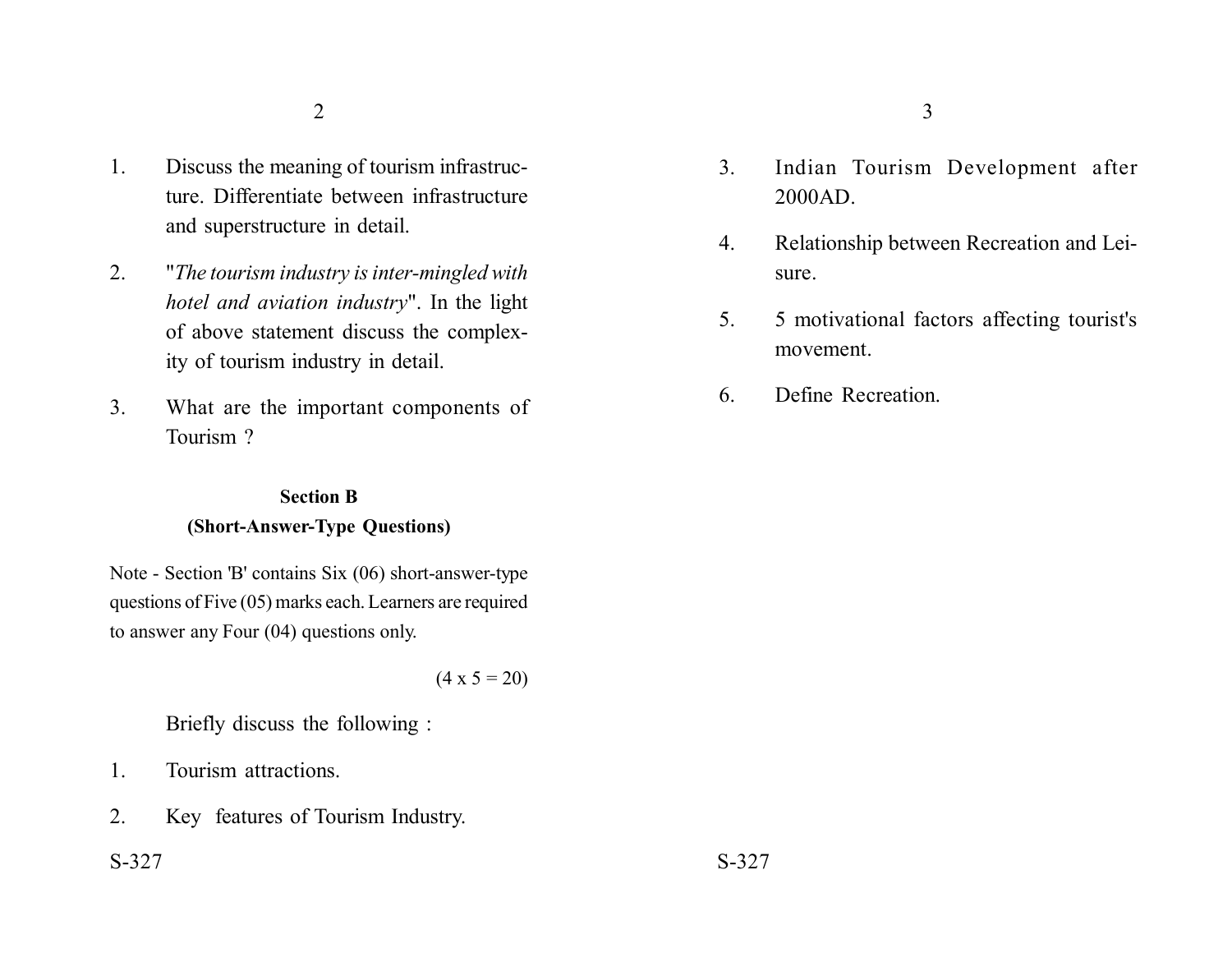1. Discuss the meaning of tourism infrastructure. Differentiate between infrastructure and superstructure in detail.

2. "*The tourism industry is inter-mingled with hotel and aviation industry*". In the light of above statement discuss the complexity of tourism industry in detail.

3. What are the important components of Tourism ?

## Section B

### (Short-Answer-Type Questions)

Note - Section 'B' contains Six (06) short-answer-type questions of Five (05) marks each. Learners are required to answer any Four (04) questions only.

(4 x 5 = 20)

Briefly discuss the following :

1. Tourism attractions.

2. Key features of Tourism Industry.

3. Indian Tourism Development after 2000AD.

4. Relationship between Recreation and Leisure.

5. 5 motivational factors affecting tourist's movement.

6. Define Recreation.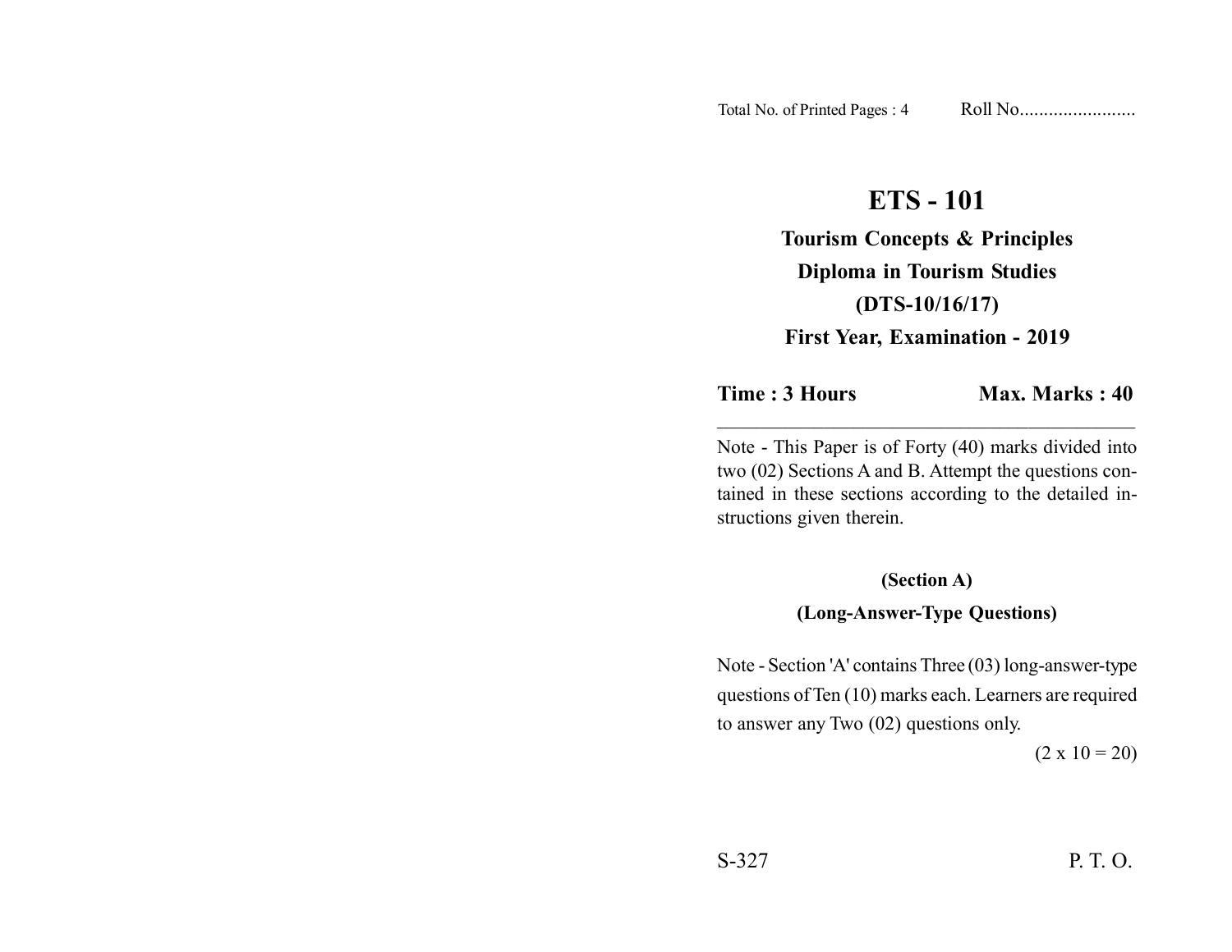Total No. of Printed Pages : 4 Roll No.......................

# ETS - 101

## Tourism Concepts & Principles

## Diploma in Tourism Studies

## (DTS-10/16/17)

## First Year, Examination - 2019

**Time : 3 Hours** **Max. Marks : 40**

---

Note - This Paper is of Forty (40) marks divided into two (02) Sections A and B. Attempt the questions contained in these sections according to the detailed instructions given therein.

### (Section A)

### (Long-Answer-Type Questions)

Note - Section 'A' contains Three (03) long-answer-type questions of Ten (10) marks each. Learners are required to answer any Two (02) questions only.

(2 x 10 = 20)

S-327 P. T. O.